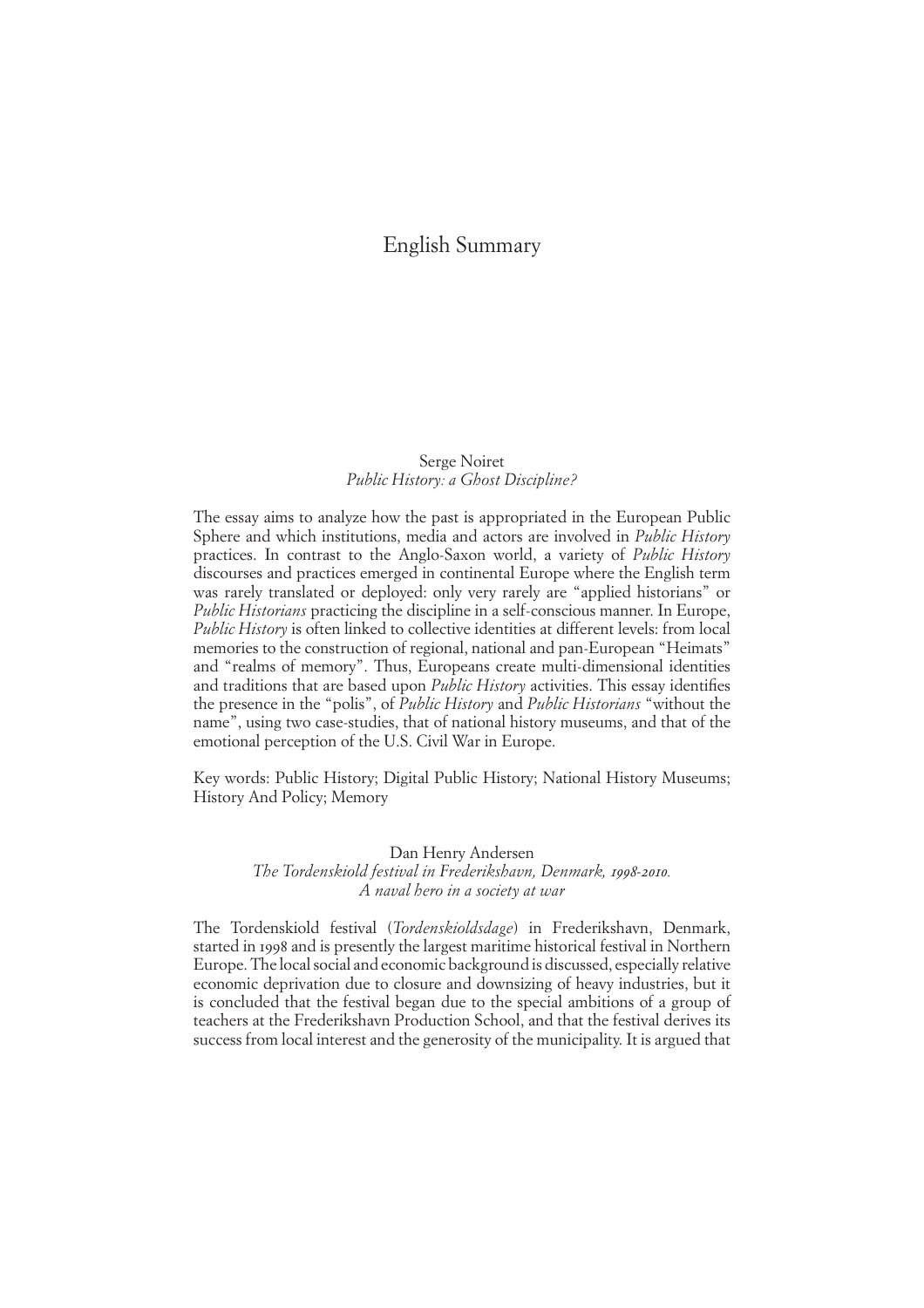# English Summary

Serge Noiret
*Public History: a Ghost Discipline?*

The essay aims to analyze how the past is appropriated in the European Public Sphere and which institutions, media and actors are involved in *Public History* practices. In contrast to the Anglo-Saxon world, a variety of *Public History* discourses and practices emerged in continental Europe where the English term was rarely translated or deployed: only very rarely are "applied historians" or *Public Historians* practicing the discipline in a self-conscious manner. In Europe, *Public History* is often linked to collective identities at different levels: from local memories to the construction of regional, national and pan-European "Heimats" and "realms of memory". Thus, Europeans create multi-dimensional identities and traditions that are based upon *Public History* activities. This essay identifies the presence in the "polis", of *Public History* and *Public Historians* "without the name", using two case-studies, that of national history museums, and that of the emotional perception of the U.S. Civil War in Europe.

Key words: Public History; Digital Public History; National History Museums; History And Policy; Memory

Dan Henry Andersen
*The Tordenskiold festival in Frederikshavn, Denmark, 1998-2010. A naval hero in a society at war*

The Tordenskiold festival (*Tordenskioldsdage*) in Frederikshavn, Denmark, started in 1998 and is presently the largest maritime historical festival in Northern Europe. The local social and economic background is discussed, especially relative economic deprivation due to closure and downsizing of heavy industries, but it is concluded that the festival began due to the special ambitions of a group of teachers at the Frederikshavn Production School, and that the festival derives its success from local interest and the generosity of the municipality. It is argued that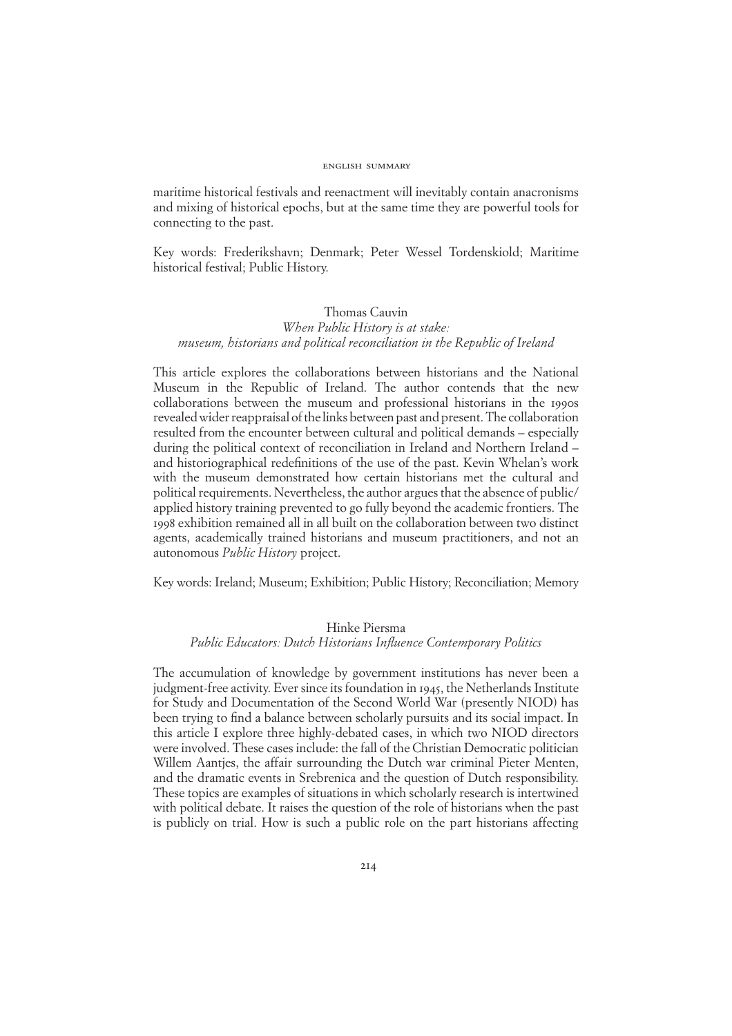maritime historical festivals and reenactment will inevitably contain anacronisms and mixing of historical epochs, but at the same time they are powerful tools for connecting to the past.

Key words: Frederikshavn; Denmark; Peter Wessel Tordenskiold; Maritime historical festival; Public History.

Thomas Cauvin

*When Public History is at stake: museum, historians and political reconciliation in the Republic of Ireland*

This article explores the collaborations between historians and the National Museum in the Republic of Ireland. The author contends that the new collaborations between the museum and professional historians in the 1990s revealed wider reappraisal of the links between past and present. The collaboration resulted from the encounter between cultural and political demands – especially during the political context of reconciliation in Ireland and Northern Ireland – and historiographical redefinitions of the use of the past. Kevin Whelan's work with the museum demonstrated how certain historians met the cultural and political requirements. Nevertheless, the author argues that the absence of public/applied history training prevented to go fully beyond the academic frontiers. The 1998 exhibition remained all in all built on the collaboration between two distinct agents, academically trained historians and museum practitioners, and not an autonomous *Public History* project.

Key words: Ireland; Museum; Exhibition; Public History; Reconciliation; Memory

Hinke Piersma

*Public Educators: Dutch Historians Influence Contemporary Politics*

The accumulation of knowledge by government institutions has never been a judgment-free activity. Ever since its foundation in 1945, the Netherlands Institute for Study and Documentation of the Second World War (presently NIOD) has been trying to find a balance between scholarly pursuits and its social impact. In this article I explore three highly-debated cases, in which two NIOD directors were involved. These cases include: the fall of the Christian Democratic politician Willem Aantjes, the affair surrounding the Dutch war criminal Pieter Menten, and the dramatic events in Srebrenica and the question of Dutch responsibility. These topics are examples of situations in which scholarly research is intertwined with political debate. It raises the question of the role of historians when the past is publicly on trial. How is such a public role on the part historians affecting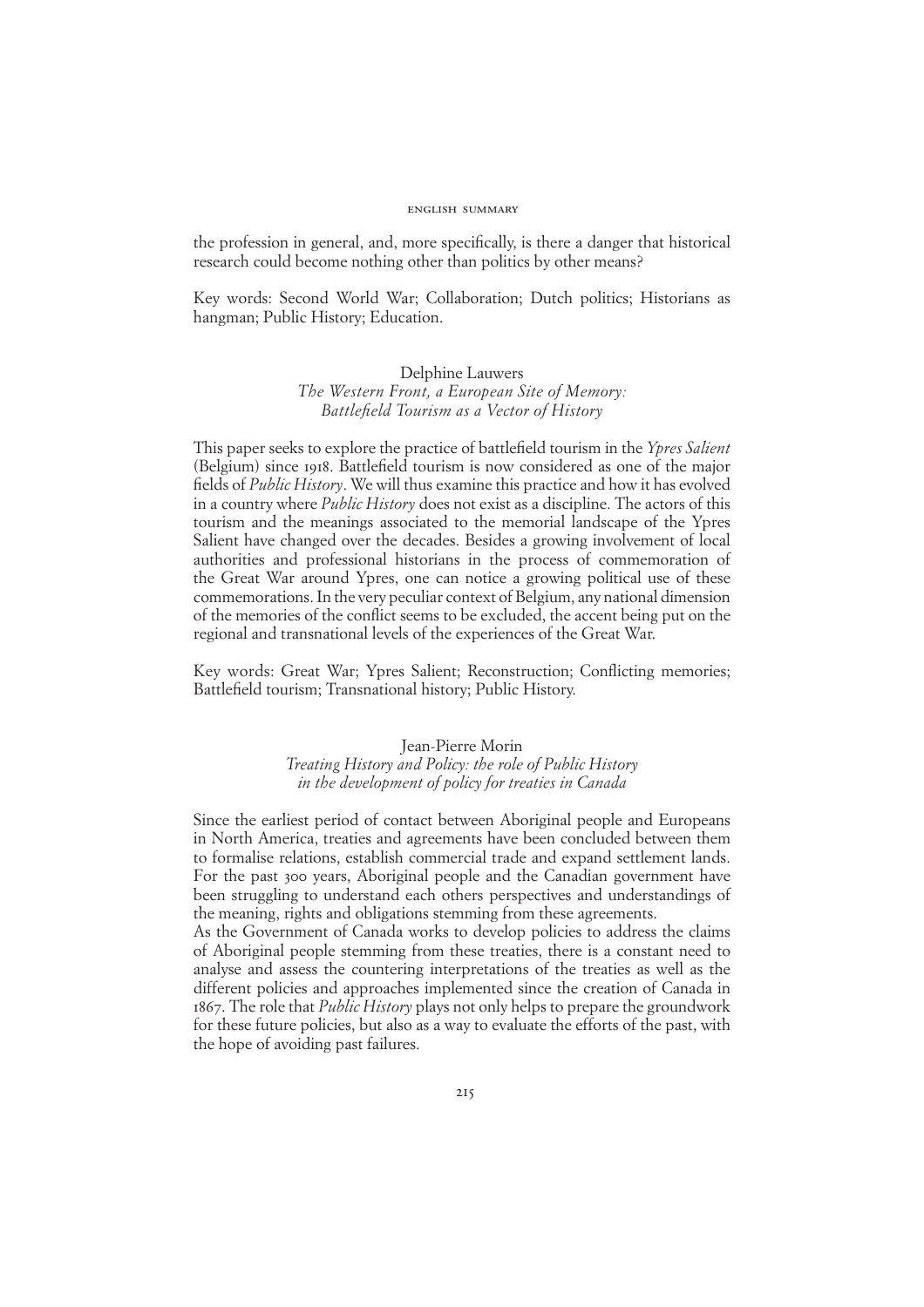the profession in general, and, more specifically, is there a danger that historical research could become nothing other than politics by other means?

Key words: Second World War; Collaboration; Dutch politics; Historians as hangman; Public History; Education.

## Delphine Lauwers
### *The Western Front, a European Site of Memory: Battlefield Tourism as a Vector of History*

This paper seeks to explore the practice of battlefield tourism in the *Ypres Salient* (Belgium) since 1918. Battlefield tourism is now considered as one of the major fields of *Public History*. We will thus examine this practice and how it has evolved in a country where *Public History* does not exist as a discipline. The actors of this tourism and the meanings associated to the memorial landscape of the Ypres Salient have changed over the decades. Besides a growing involvement of local authorities and professional historians in the process of commemoration of the Great War around Ypres, one can notice a growing political use of these commemorations. In the very peculiar context of Belgium, any national dimension of the memories of the conflict seems to be excluded, the accent being put on the regional and transnational levels of the experiences of the Great War.

Key words: Great War; Ypres Salient; Reconstruction; Conflicting memories; Battlefield tourism; Transnational history; Public History.

## Jean-Pierre Morin
### *Treating History and Policy: the role of Public History in the development of policy for treaties in Canada*

Since the earliest period of contact between Aboriginal people and Europeans in North America, treaties and agreements have been concluded between them to formalise relations, establish commercial trade and expand settlement lands. For the past 300 years, Aboriginal people and the Canadian government have been struggling to understand each others perspectives and understandings of the meaning, rights and obligations stemming from these agreements.

As the Government of Canada works to develop policies to address the claims of Aboriginal people stemming from these treaties, there is a constant need to analyse and assess the countering interpretations of the treaties as well as the different policies and approaches implemented since the creation of Canada in 1867. The role that *Public History* plays not only helps to prepare the groundwork for these future policies, but also as a way to evaluate the efforts of the past, with the hope of avoiding past failures.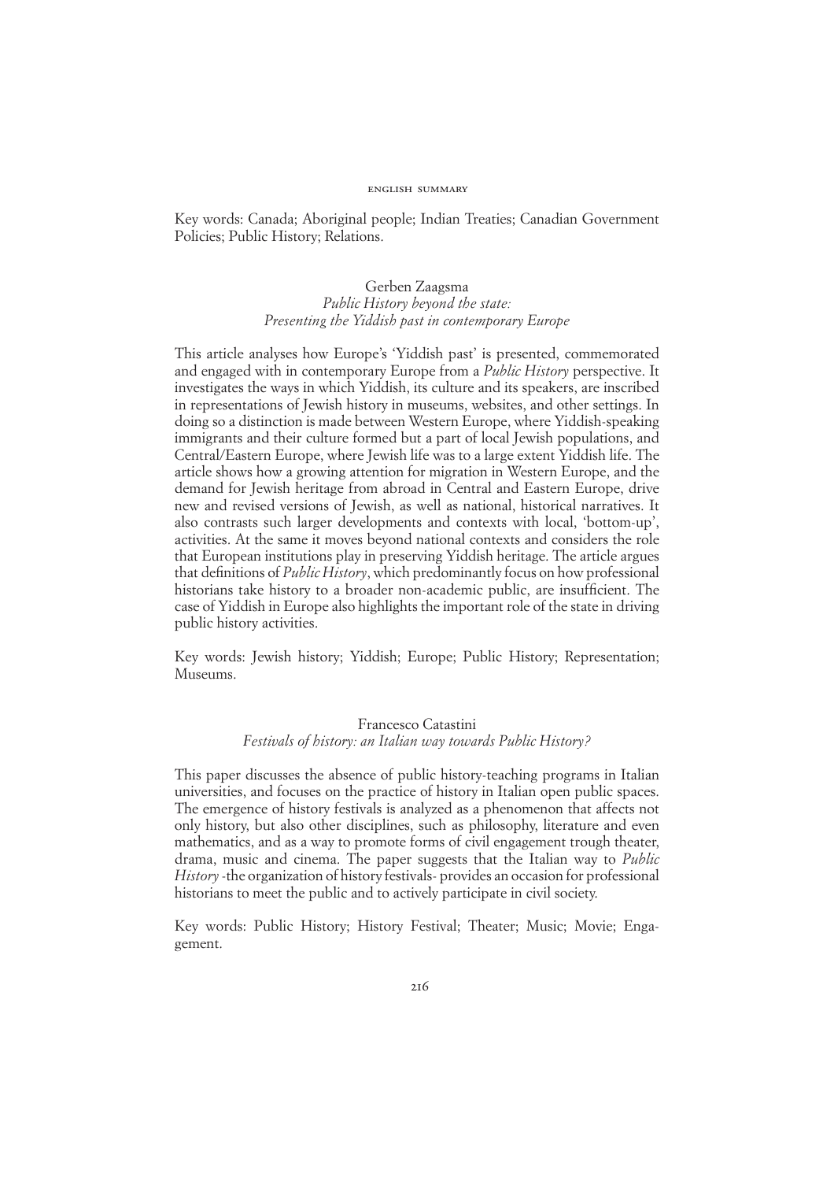Key words: Canada; Aboriginal people; Indian Treaties; Canadian Government Policies; Public History; Relations.

### Gerben Zaagsma
### *Public History beyond the state: Presenting the Yiddish past in contemporary Europe*

This article analyses how Europe's 'Yiddish past' is presented, commemorated and engaged with in contemporary Europe from a *Public History* perspective. It investigates the ways in which Yiddish, its culture and its speakers, are inscribed in representations of Jewish history in museums, websites, and other settings. In doing so a distinction is made between Western Europe, where Yiddish-speaking immigrants and their culture formed but a part of local Jewish populations, and Central/Eastern Europe, where Jewish life was to a large extent Yiddish life. The article shows how a growing attention for migration in Western Europe, and the demand for Jewish heritage from abroad in Central and Eastern Europe, drive new and revised versions of Jewish, as well as national, historical narratives. It also contrasts such larger developments and contexts with local, 'bottom-up', activities. At the same it moves beyond national contexts and considers the role that European institutions play in preserving Yiddish heritage. The article argues that definitions of *Public History*, which predominantly focus on how professional historians take history to a broader non-academic public, are insufficient. The case of Yiddish in Europe also highlights the important role of the state in driving public history activities.

Key words: Jewish history; Yiddish; Europe; Public History; Representation; Museums.

### Francesco Catastini
### *Festivals of history: an Italian way towards Public History?*

This paper discusses the absence of public history-teaching programs in Italian universities, and focuses on the practice of history in Italian open public spaces. The emergence of history festivals is analyzed as a phenomenon that affects not only history, but also other disciplines, such as philosophy, literature and even mathematics, and as a way to promote forms of civil engagement trough theater, drama, music and cinema. The paper suggests that the Italian way to *Public History* -the organization of history festivals- provides an occasion for professional historians to meet the public and to actively participate in civil society.

Key words: Public History; History Festival; Theater; Music; Movie; Engagement.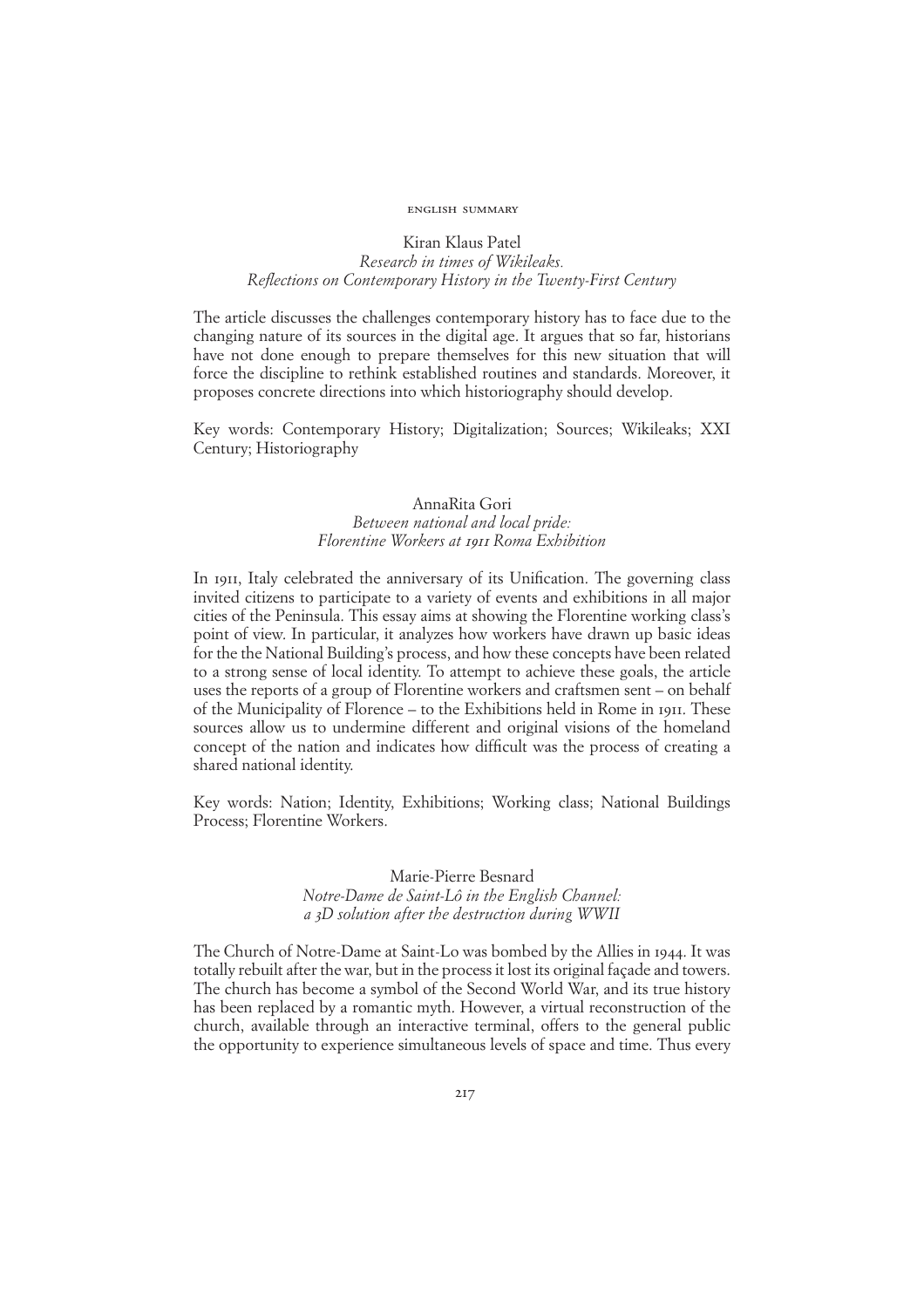## English Summary

### Kiran Klaus Patel
*Research in times of Wikileaks. Reflections on Contemporary History in the Twenty-First Century*

The article discusses the challenges contemporary history has to face due to the changing nature of its sources in the digital age. It argues that so far, historians have not done enough to prepare themselves for this new situation that will force the discipline to rethink established routines and standards. Moreover, it proposes concrete directions into which historiography should develop.

Key words: Contemporary History; Digitalization; Sources; Wikileaks; XXI Century; Historiography

### AnnaRita Gori
*Between national and local pride: Florentine Workers at 1911 Roma Exhibition*

In 1911, Italy celebrated the anniversary of its Unification. The governing class invited citizens to participate to a variety of events and exhibitions in all major cities of the Peninsula. This essay aims at showing the Florentine working class's point of view. In particular, it analyzes how workers have drawn up basic ideas for the the National Building's process, and how these concepts have been related to a strong sense of local identity. To attempt to achieve these goals, the article uses the reports of a group of Florentine workers and craftsmen sent – on behalf of the Municipality of Florence – to the Exhibitions held in Rome in 1911. These sources allow us to undermine different and original visions of the homeland concept of the nation and indicates how difficult was the process of creating a shared national identity.

Key words: Nation; Identity, Exhibitions; Working class; National Buildings Process; Florentine Workers.

### Marie-Pierre Besnard
*Notre-Dame de Saint-Lô in the English Channel: a 3D solution after the destruction during WWII*

The Church of Notre-Dame at Saint-Lo was bombed by the Allies in 1944. It was totally rebuilt after the war, but in the process it lost its original façade and towers. The church has become a symbol of the Second World War, and its true history has been replaced by a romantic myth. However, a virtual reconstruction of the church, available through an interactive terminal, offers to the general public the opportunity to experience simultaneous levels of space and time. Thus every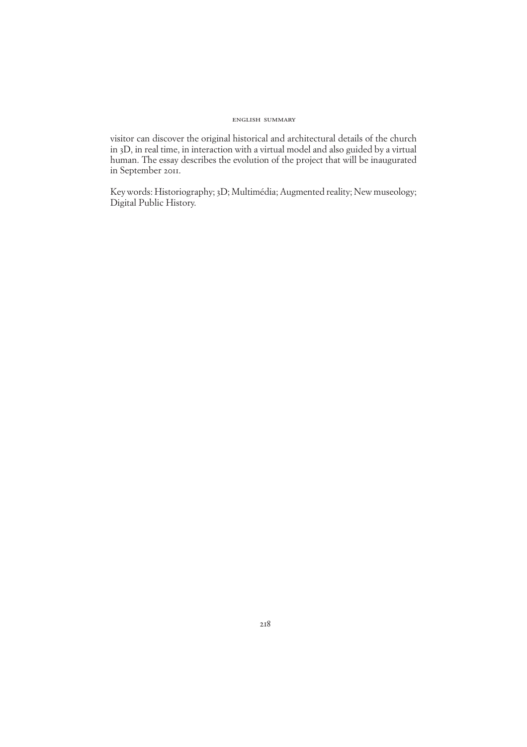visitor can discover the original historical and architectural details of the church in 3D, in real time, in interaction with a virtual model and also guided by a virtual human. The essay describes the evolution of the project that will be inaugurated in September 2011.

Key words: Historiography; 3D; Multimédia; Augmented reality; New museology; Digital Public History.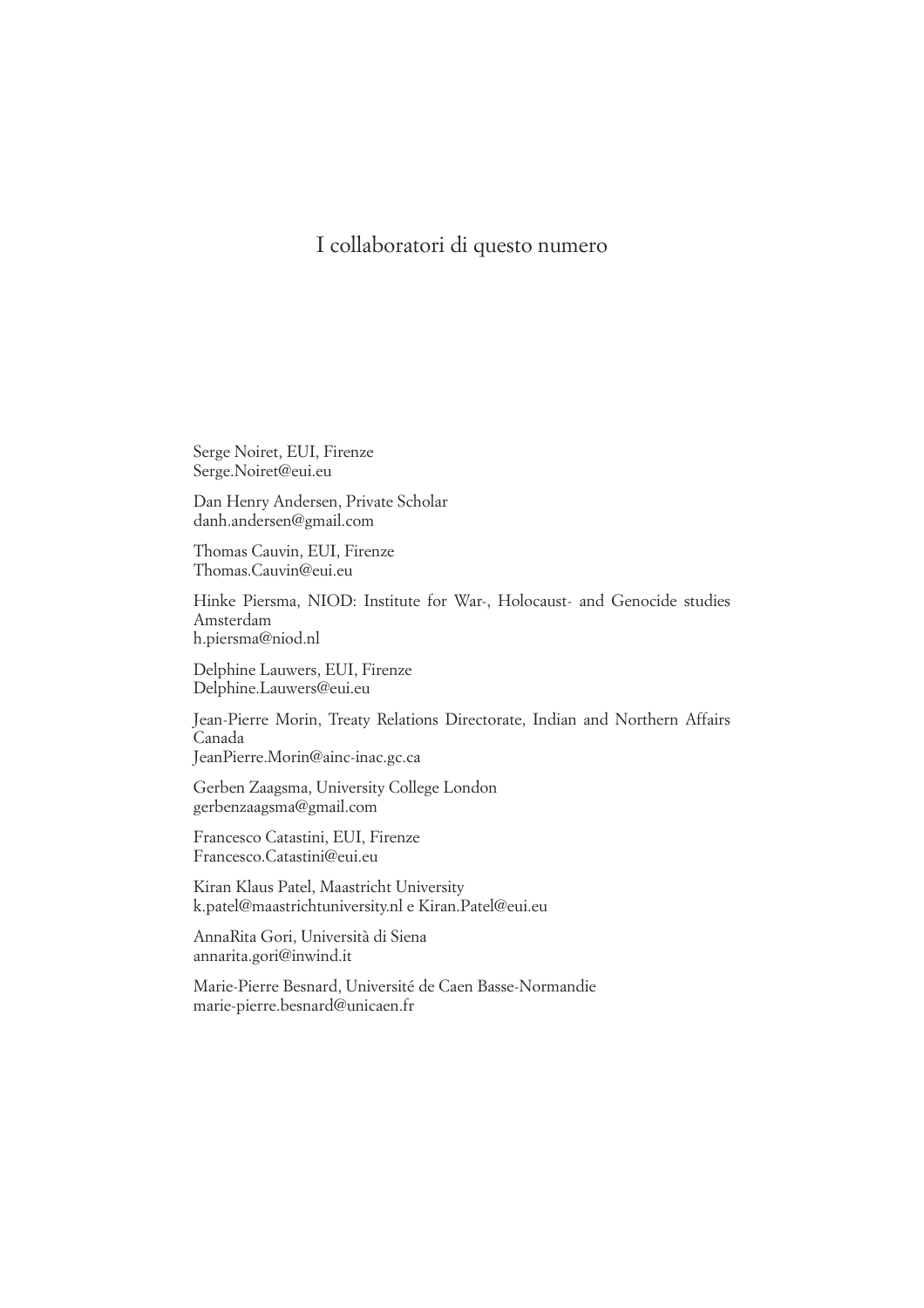# I collaboratori di questo numero

Serge Noiret, EUI, Firenze
Serge.Noiret@eui.eu

Dan Henry Andersen, Private Scholar
danh.andersen@gmail.com

Thomas Cauvin, EUI, Firenze
Thomas.Cauvin@eui.eu

Hinke Piersma, NIOD: Institute for War-, Holocaust- and Genocide studies Amsterdam
h.piersma@niod.nl

Delphine Lauwers, EUI, Firenze
Delphine.Lauwers@eui.eu

Jean-Pierre Morin, Treaty Relations Directorate, Indian and Northern Affairs Canada
JeanPierre.Morin@ainc-inac.gc.ca

Gerben Zaagsma, University College London
gerbenzaagsma@gmail.com

Francesco Catastini, EUI, Firenze
Francesco.Catastini@eui.eu

Kiran Klaus Patel, Maastricht University
k.patel@maastrichtuniversity.nl e Kiran.Patel@eui.eu

AnnaRita Gori, Università di Siena
annarita.gori@inwind.it

Marie-Pierre Besnard, Université de Caen Basse-Normandie
marie-pierre.besnard@unicaen.fr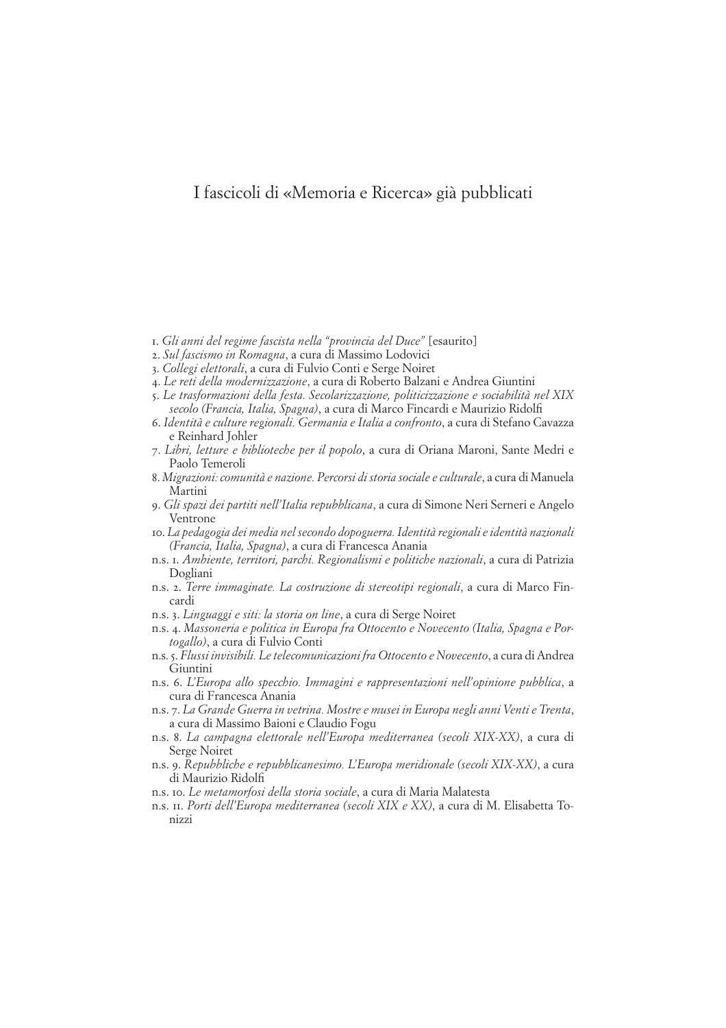# I fascicoli di «Memoria e Ricerca» già pubblicati

1. *Gli anni del regime fascista nella "provincia del Duce"* [esaurito]
2. *Sul fascismo in Romagna*, a cura di Massimo Lodovici
3. *Collegi elettorali*, a cura di Fulvio Conti e Serge Noiret
4. *Le reti della modernizzazione*, a cura di Roberto Balzani e Andrea Giuntini
5. *Le trasformazioni della festa. Secolarizzazione, politicizzazione e sociabilità nel XIX secolo (Francia, Italia, Spagna)*, a cura di Marco Fincardi e Maurizio Ridolfi
6. *Identità e culture regionali. Germania e Italia a confronto*, a cura di Stefano Cavazza e Reinhard Johler
7. *Libri, letture e biblioteche per il popolo*, a cura di Oriana Maroni, Sante Medri e Paolo Temeroli
8. *Migrazioni: comunità e nazione. Percorsi di storia sociale e culturale*, a cura di Manuela Martini
9. *Gli spazi dei partiti nell'Italia repubblicana*, a cura di Simone Neri Serneri e Angelo Ventrone
10. *La pedagogia dei media nel secondo dopoguerra. Identità regionali e identità nazionali (Francia, Italia, Spagna)*, a cura di Francesca Anania

n.s. 1. *Ambiente, territori, parchi. Regionalismi e politiche nazionali*, a cura di Patrizia Dogliani
n.s. 2. *Terre immaginate. La costruzione di stereotipi regionali*, a cura di Marco Fincardi
n.s. 3. *Linguaggi e siti: la storia on line*, a cura di Serge Noiret
n.s. 4. *Massoneria e politica in Europa fra Ottocento e Novecento (Italia, Spagna e Portogallo)*, a cura di Fulvio Conti
n.s. 5. *Flussi invisibili. Le telecomunicazioni fra Ottocento e Novecento*, a cura di Andrea Giuntini
n.s. 6. *L'Europa allo specchio. Immagini e rappresentazioni nell'opinione pubblica*, a cura di Francesca Anania
n.s. 7. *La Grande Guerra in vetrina. Mostre e musei in Europa negli anni Venti e Trenta*, a cura di Massimo Baioni e Claudio Fogu
n.s. 8. *La campagna elettorale nell'Europa mediterranea (secoli XIX-XX)*, a cura di Serge Noiret
n.s. 9. *Repubbliche e repubblicanesimo. L'Europa meridionale (secoli XIX-XX)*, a cura di Maurizio Ridolfi
n.s. 10. *Le metamorfosi della storia sociale*, a cura di Maria Malatesta
n.s. 11. *Porti dell'Europa mediterranea (secoli XIX e XX)*, a cura di M. Elisabetta Tonizzi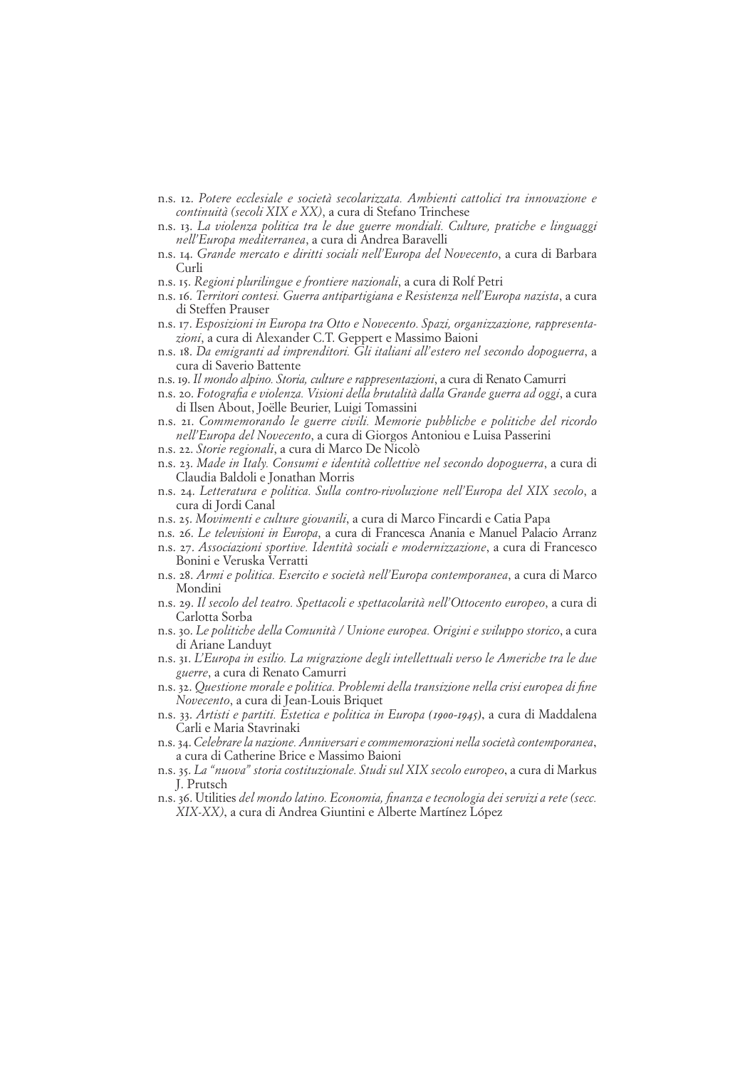n.s. 12. *Potere ecclesiale e società secolarizzata. Ambienti cattolici tra innovazione e continuità (secoli XIX e XX)*, a cura di Stefano Trinchese

n.s. 13. *La violenza politica tra le due guerre mondiali. Culture, pratiche e linguaggi nell'Europa mediterranea*, a cura di Andrea Baravelli

n.s. 14. *Grande mercato e diritti sociali nell'Europa del Novecento*, a cura di Barbara Curli

n.s. 15. *Regioni plurilingue e frontiere nazionali*, a cura di Rolf Petri

n.s. 16. *Territori contesi. Guerra antipartigiana e Resistenza nell'Europa nazista*, a cura di Steffen Prauser

n.s. 17. *Esposizioni in Europa tra Otto e Novecento. Spazi, organizzazione, rappresentazioni*, a cura di Alexander C.T. Geppert e Massimo Baioni

n.s. 18. *Da emigranti ad imprenditori. Gli italiani all'estero nel secondo dopoguerra*, a cura di Saverio Battente

n.s. 19. *Il mondo alpino. Storia, culture e rappresentazioni*, a cura di Renato Camurri

n.s. 20. *Fotografia e violenza. Visioni della brutalità dalla Grande guerra ad oggi*, a cura di Ilsen About, Joëlle Beurier, Luigi Tomassini

n.s. 21. *Commemorando le guerre civili. Memorie pubbliche e politiche del ricordo nell'Europa del Novecento*, a cura di Giorgos Antoniou e Luisa Passerini

n.s. 22. *Storie regionali*, a cura di Marco De Nicolò

n.s. 23. *Made in Italy. Consumi e identità collettive nel secondo dopoguerra*, a cura di Claudia Baldoli e Jonathan Morris

n.s. 24. *Letteratura e politica. Sulla contro-rivoluzione nell'Europa del XIX secolo*, a cura di Jordi Canal

n.s. 25. *Movimenti e culture giovanili*, a cura di Marco Fincardi e Catia Papa

n.s. 26. *Le televisioni in Europa*, a cura di Francesca Anania e Manuel Palacio Arranz

n.s. 27. *Associazioni sportive. Identità sociali e modernizzazione*, a cura di Francesco Bonini e Veruska Verratti

n.s. 28. *Armi e politica. Esercito e società nell'Europa contemporanea*, a cura di Marco Mondini

n.s. 29. *Il secolo del teatro. Spettacoli e spettacolarità nell'Ottocento europeo*, a cura di Carlotta Sorba

n.s. 30. *Le politiche della Comunità / Unione europea. Origini e sviluppo storico*, a cura di Ariane Landuyt

n.s. 31. *L'Europa in esilio. La migrazione degli intellettuali verso le Americhe tra le due guerre*, a cura di Renato Camurri

n.s. 32. *Questione morale e politica. Problemi della transizione nella crisi europea di fine Novecento*, a cura di Jean-Louis Briquet

n.s. 33. *Artisti e partiti. Estetica e politica in Europa (1900-1945)*, a cura di Maddalena Carli e Maria Stavrinaki

n.s. 34. *Celebrare la nazione. Anniversari e commemorazioni nella società contemporanea*, a cura di Catherine Brice e Massimo Baioni

n.s. 35. *La "nuova" storia costituzionale. Studi sul XIX secolo europeo*, a cura di Markus J. Prutsch

n.s. 36. Utilities *del mondo latino. Economia, finanza e tecnologia dei servizi a rete (secc. XIX-XX)*, a cura di Andrea Giuntini e Alberte Martínez López